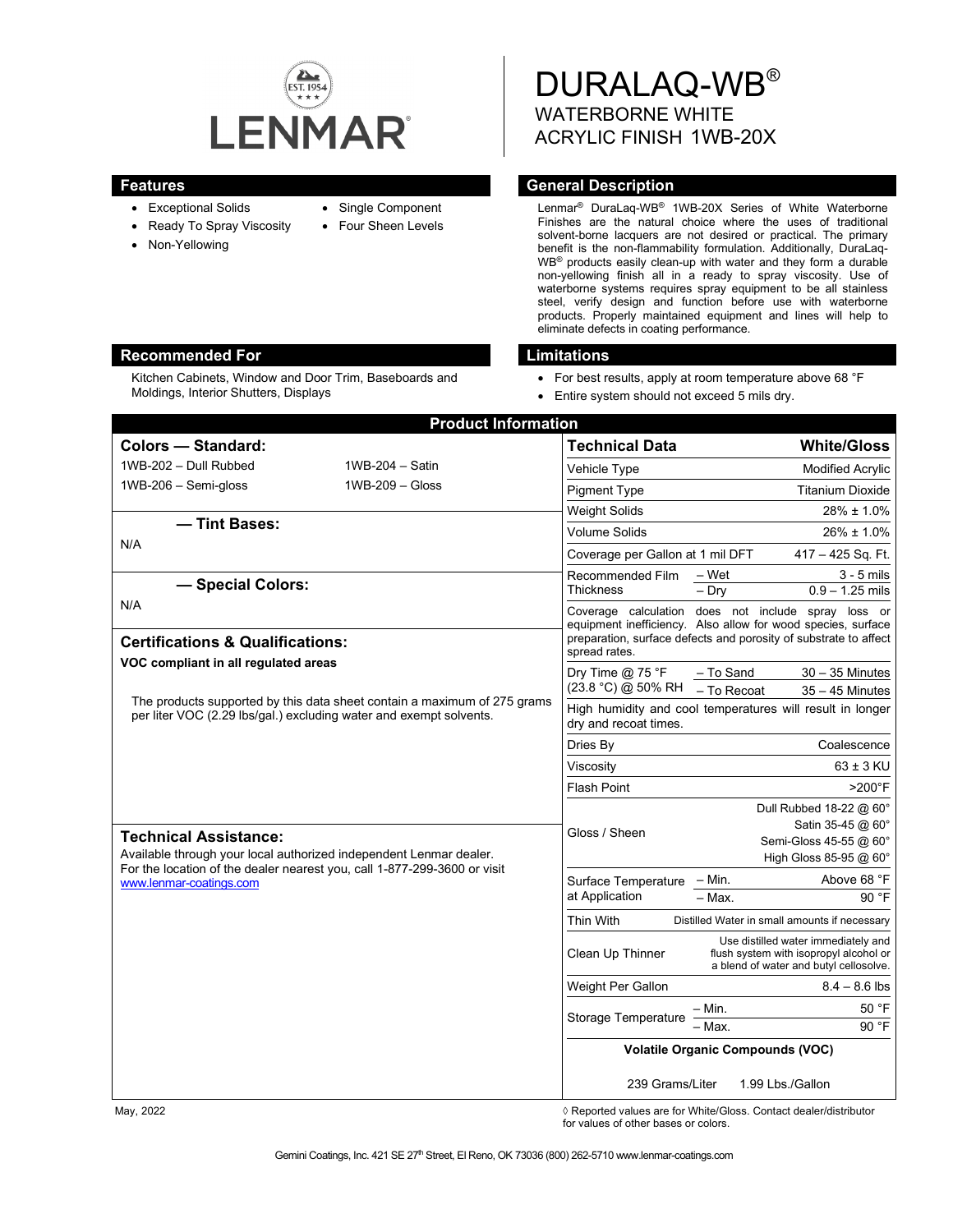LENMAR

EST. 1954

# DURALAQ-WB®

## WATERBORNE WHITE ACRYLIC FINISH 1WB-20X

## Features

- Exceptional Solids
- Ready To Spray Viscosity
- Non-Yellowing
- Single Component
- Four Sheen Levels

## General Description

Lenmar® DuraLaq-WB® 1WB-20X Series of White Waterborne Finishes are the natural choice where the uses of traditional solvent-borne lacquers are not desired or practical. The primary benefit is the non-flammability formulation. Additionally, DuraLaq-WB® products easily clean-up with water and they form a durable non-yellowing finish all in a ready to spray viscosity. Use of waterborne systems requires spray equipment to be all stainless steel, verify design and function before use with waterborne products. Properly maintained equipment and lines will help to eliminate defects in coating performance.

## Recommended For

Kitchen Cabinets, Window and Door Trim, Baseboards and Moldings, Interior Shutters, Displays

## Limitations

- For best results, apply at room temperature above 68 °F
- Entire system should not exceed 5 mils dry.

## Product Information

### Colors — Standard:

| | |
|---|---|
| 1WB-202 – Dull Rubbed | 1WB-204 – Satin |
| 1WB-206 – Semi-gloss | 1WB-209 – Gloss |

### — Tint Bases:

N/A

### — Special Colors:

N/A

### Certifications & Qualifications:

**VOC compliant in all regulated areas**

The products supported by this data sheet contain a maximum of 275 grams per liter VOC (2.29 lbs/gal.) excluding water and exempt solvents.

### Technical Assistance:

Available through your local authorized independent Lenmar dealer. For the location of the dealer nearest you, call 1-877-299-3600 or visit www.lenmar-coatings.com

| Technical Data | | White/Gloss |
|---|---|---|
| Vehicle Type | | Modified Acrylic |
| Pigment Type | | Titanium Dioxide |
| Weight Solids | | 28% ± 1.0% |
| Volume Solids | | 26% ± 1.0% |
| Coverage per Gallon at 1 mil DFT | | 417 – 425 Sq. Ft. |
| Recommended Film Thickness | – Wet | 3 - 5 mils |
| | – Dry | 0.9 – 1.25 mils |
| Coverage calculation does not include spray loss or equipment inefficiency. Also allow for wood species, surface preparation, surface defects and porosity of substrate to affect spread rates. | | |
| Dry Time @ 75 °F (23.8 °C) @ 50% RH | – To Sand | 30 – 35 Minutes |
| | – To Recoat | 35 – 45 Minutes |
| High humidity and cool temperatures will result in longer dry and recoat times. | | |
| Dries By | | Coalescence |
| Viscosity | | 63 ± 3 KU |
| Flash Point | | >200°F |
| Gloss / Sheen | | Dull Rubbed 18-22 @ 60°<br>Satin 35-45 @ 60°<br>Semi-Gloss 45-55 @ 60°<br>High Gloss 85-95 @ 60° |
| Surface Temperature at Application | – Min. | Above 68 °F |
| | – Max. | 90 °F |
| Thin With | | Distilled Water in small amounts if necessary |
| Clean Up Thinner | | Use distilled water immediately and flush system with isopropyl alcohol or a blend of water and butyl cellosolve. |
| Weight Per Gallon | | 8.4 – 8.6 lbs |
| Storage Temperature | – Min. | 50 °F |
| | – Max. | 90 °F |
| Volatile Organic Compounds (VOC) | | |
| 239 Grams/Liter | | 1.99 Lbs./Gallon |

May, 2022

◊ Reported values are for White/Gloss. Contact dealer/distributor for values of other bases or colors.

Gemini Coatings, Inc. 421 SE 27th Street, El Reno, OK 73036 (800) 262-5710 www.lenmar-coatings.com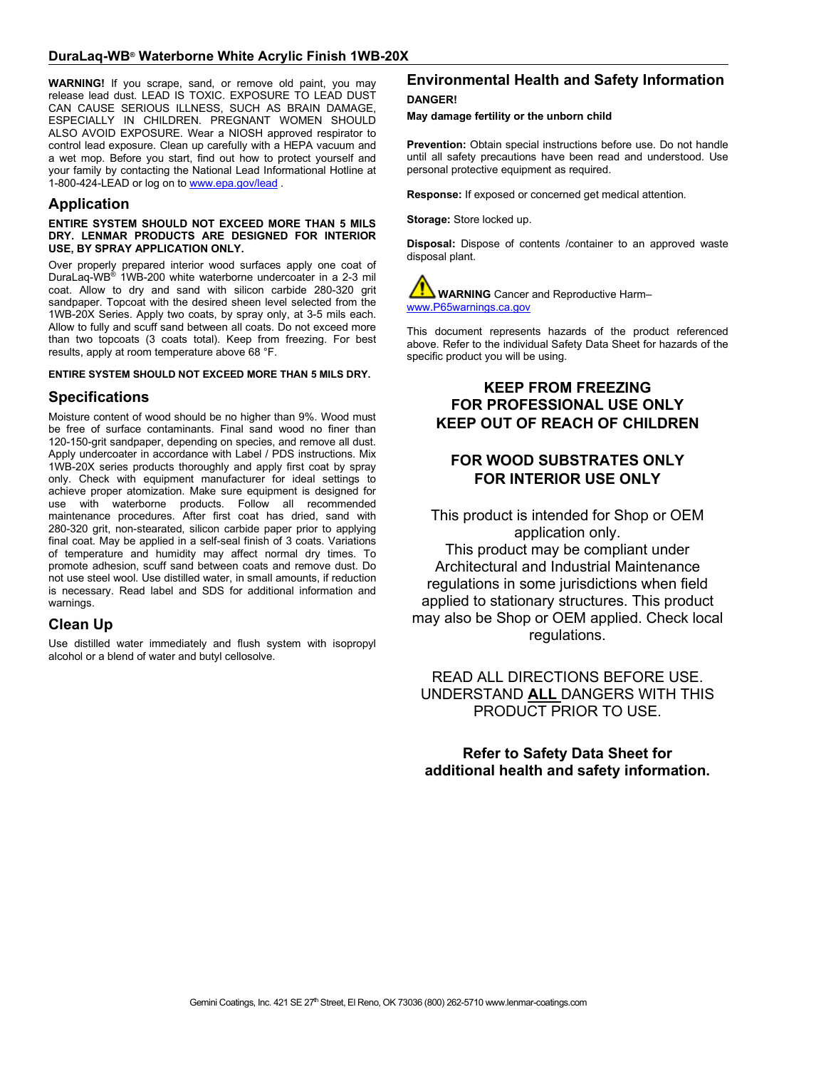## DuraLaq-WB® Waterborne White Acrylic Finish 1WB-20X

**WARNING!** If you scrape, sand, or remove old paint, you may release lead dust. LEAD IS TOXIC. EXPOSURE TO LEAD DUST CAN CAUSE SERIOUS ILLNESS, SUCH AS BRAIN DAMAGE, ESPECIALLY IN CHILDREN. PREGNANT WOMEN SHOULD ALSO AVOID EXPOSURE. Wear a NIOSH approved respirator to control lead exposure. Clean up carefully with a HEPA vacuum and a wet mop. Before you start, find out how to protect yourself and your family by contacting the National Lead Informational Hotline at 1-800-424-LEAD or log on to www.epa.gov/lead .

### Application

**ENTIRE SYSTEM SHOULD NOT EXCEED MORE THAN 5 MILS DRY. LENMAR PRODUCTS ARE DESIGNED FOR INTERIOR USE, BY SPRAY APPLICATION ONLY.**

Over properly prepared interior wood surfaces apply one coat of DuraLaq-WB® 1WB-200 white waterborne undercoater in a 2-3 mil coat. Allow to dry and sand with silicon carbide 280-320 grit sandpaper. Topcoat with the desired sheen level selected from the 1WB-20X Series. Apply two coats, by spray only, at 3-5 mils each. Allow to fully and scuff sand between all coats. Do not exceed more than two topcoats (3 coats total). Keep from freezing. For best results, apply at room temperature above 68 °F.

**ENTIRE SYSTEM SHOULD NOT EXCEED MORE THAN 5 MILS DRY.**

### Specifications

Moisture content of wood should be no higher than 9%. Wood must be free of surface contaminants. Final sand wood no finer than 120-150-grit sandpaper, depending on species, and remove all dust. Apply undercoater in accordance with Label / PDS instructions. Mix 1WB-20X series products thoroughly and apply first coat by spray only. Check with equipment manufacturer for ideal settings to achieve proper atomization. Make sure equipment is designed for use with waterborne products. Follow all recommended maintenance procedures. After first coat has dried, sand with 280-320 grit, non-stearated, silicon carbide paper prior to applying final coat. May be applied in a self-seal finish of 3 coats. Variations of temperature and humidity may affect normal dry times. To promote adhesion, scuff sand between coats and remove dust. Do not use steel wool. Use distilled water, in small amounts, if reduction is necessary. Read label and SDS for additional information and warnings.

### Clean Up

Use distilled water immediately and flush system with isopropyl alcohol or a blend of water and butyl cellosolve.

### Environmental Health and Safety Information

**DANGER!**

**May damage fertility or the unborn child**

**Prevention:** Obtain special instructions before use. Do not handle until all safety precautions have been read and understood. Use personal protective equipment as required.

**Response:** If exposed or concerned get medical attention.

**Storage:** Store locked up.

**Disposal:** Dispose of contents /container to an approved waste disposal plant.

**WARNING** Cancer and Reproductive Harm– www.P65warnings.ca.gov

This document represents hazards of the product referenced above. Refer to the individual Safety Data Sheet for hazards of the specific product you will be using.

**KEEP FROM FREEZING**
**FOR PROFESSIONAL USE ONLY**
**KEEP OUT OF REACH OF CHILDREN**

**FOR WOOD SUBSTRATES ONLY**
**FOR INTERIOR USE ONLY**

This product is intended for Shop or OEM application only.
This product may be compliant under Architectural and Industrial Maintenance regulations in some jurisdictions when field applied to stationary structures. This product may also be Shop or OEM applied. Check local regulations.

READ ALL DIRECTIONS BEFORE USE.
UNDERSTAND **ALL** DANGERS WITH THIS PRODUCT PRIOR TO USE.

**Refer to Safety Data Sheet for additional health and safety information.**

Gemini Coatings, Inc. 421 SE 27th Street, El Reno, OK 73036 (800) 262-5710 www.lenmar-coatings.com